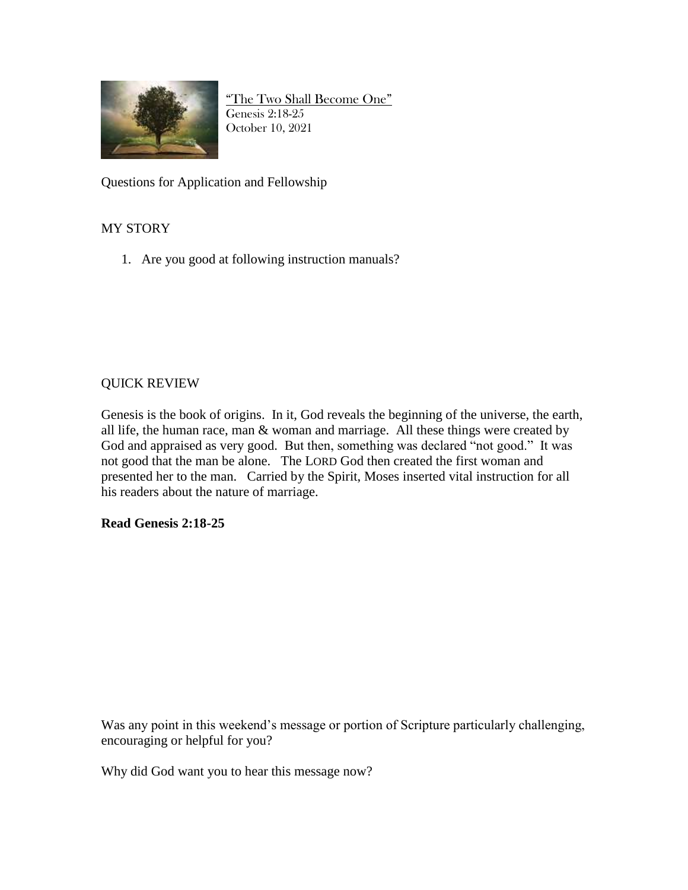"The Two Shall Become One"
Genesis 2:18-25
October 10, 2021

Questions for Application and Fellowship

## MY STORY

1. Are you good at following instruction manuals?

## QUICK REVIEW

Genesis is the book of origins. In it, God reveals the beginning of the universe, the earth, all life, the human race, man & woman and marriage. All these things were created by God and appraised as very good. But then, something was declared "not good." It was not good that the man be alone. The LORD God then created the first woman and presented her to the man. Carried by the Spirit, Moses inserted vital instruction for all his readers about the nature of marriage.

**Read Genesis 2:18-25**

Was any point in this weekend's message or portion of Scripture particularly challenging, encouraging or helpful for you?

Why did God want you to hear this message now?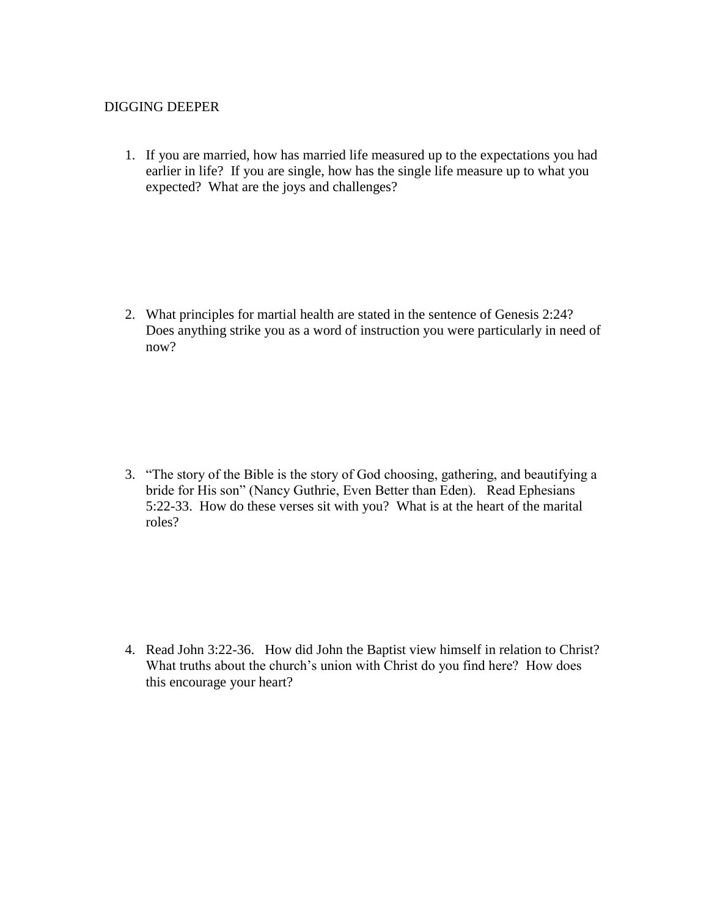DIGGING DEEPER

1. If you are married, how has married life measured up to the expectations you had earlier in life? If you are single, how has the single life measure up to what you expected? What are the joys and challenges?

2. What principles for martial health are stated in the sentence of Genesis 2:24? Does anything strike you as a word of instruction you were particularly in need of now?

3. "The story of the Bible is the story of God choosing, gathering, and beautifying a bride for His son" (Nancy Guthrie, Even Better than Eden). Read Ephesians 5:22-33. How do these verses sit with you? What is at the heart of the marital roles?

4. Read John 3:22-36. How did John the Baptist view himself in relation to Christ? What truths about the church's union with Christ do you find here? How does this encourage your heart?